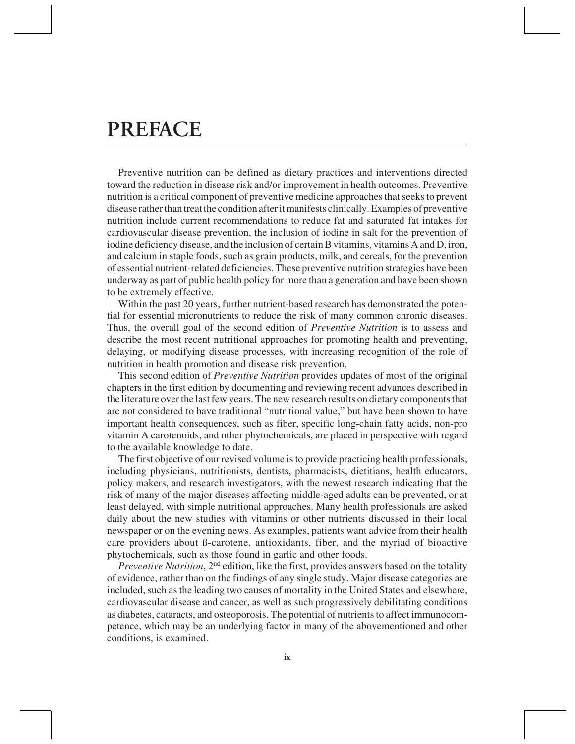# PREFACE

Preventive nutrition can be defined as dietary practices and interventions directed toward the reduction in disease risk and/or improvement in health outcomes. Preventive nutrition is a critical component of preventive medicine approaches that seeks to prevent disease rather than treat the condition after it manifests clinically. Examples of preventive nutrition include current recommendations to reduce fat and saturated fat intakes for cardiovascular disease prevention, the inclusion of iodine in salt for the prevention of iodine deficiency disease, and the inclusion of certain B vitamins, vitamins A and D, iron, and calcium in staple foods, such as grain products, milk, and cereals, for the prevention of essential nutrient-related deficiencies. These preventive nutrition strategies have been underway as part of public health policy for more than a generation and have been shown to be extremely effective.

Within the past 20 years, further nutrient-based research has demonstrated the potential for essential micronutrients to reduce the risk of many common chronic diseases. Thus, the overall goal of the second edition of *Preventive Nutrition* is to assess and describe the most recent nutritional approaches for promoting health and preventing, delaying, or modifying disease processes, with increasing recognition of the role of nutrition in health promotion and disease risk prevention.

This second edition of *Preventive Nutrition* provides updates of most of the original chapters in the first edition by documenting and reviewing recent advances described in the literature over the last few years. The new research results on dietary components that are not considered to have traditional "nutritional value," but have been shown to have important health consequences, such as fiber, specific long-chain fatty acids, non-pro vitamin A carotenoids, and other phytochemicals, are placed in perspective with regard to the available knowledge to date.

The first objective of our revised volume is to provide practicing health professionals, including physicians, nutritionists, dentists, pharmacists, dietitians, health educators, policy makers, and research investigators, with the newest research indicating that the risk of many of the major diseases affecting middle-aged adults can be prevented, or at least delayed, with simple nutritional approaches. Many health professionals are asked daily about the new studies with vitamins or other nutrients discussed in their local newspaper or on the evening news. As examples, patients want advice from their health care providers about ß-carotene, antioxidants, fiber, and the myriad of bioactive phytochemicals, such as those found in garlic and other foods.

*Preventive Nutrition*, 2nd edition, like the first, provides answers based on the totality of evidence, rather than on the findings of any single study. Major disease categories are included, such as the leading two causes of mortality in the United States and elsewhere, cardiovascular disease and cancer, as well as such progressively debilitating conditions as diabetes, cataracts, and osteoporosis. The potential of nutrients to affect immunocompetence, which may be an underlying factor in many of the abovementioned and other conditions, is examined.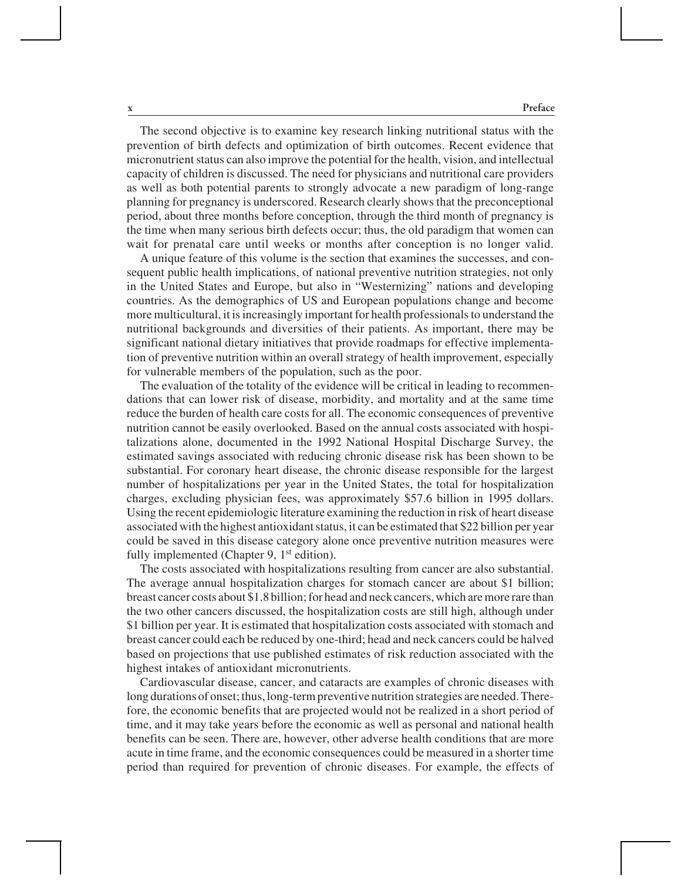The second objective is to examine key research linking nutritional status with the prevention of birth defects and optimization of birth outcomes. Recent evidence that micronutrient status can also improve the potential for the health, vision, and intellectual capacity of children is discussed. The need for physicians and nutritional care providers as well as both potential parents to strongly advocate a new paradigm of long-range planning for pregnancy is underscored. Research clearly shows that the preconceptional period, about three months before conception, through the third month of pregnancy is the time when many serious birth defects occur; thus, the old paradigm that women can wait for prenatal care until weeks or months after conception is no longer valid.

A unique feature of this volume is the section that examines the successes, and consequent public health implications, of national preventive nutrition strategies, not only in the United States and Europe, but also in "Westernizing" nations and developing countries. As the demographics of US and European populations change and become more multicultural, it is increasingly important for health professionals to understand the nutritional backgrounds and diversities of their patients. As important, there may be significant national dietary initiatives that provide roadmaps for effective implementation of preventive nutrition within an overall strategy of health improvement, especially for vulnerable members of the population, such as the poor.

The evaluation of the totality of the evidence will be critical in leading to recommendations that can lower risk of disease, morbidity, and mortality and at the same time reduce the burden of health care costs for all. The economic consequences of preventive nutrition cannot be easily overlooked. Based on the annual costs associated with hospitalizations alone, documented in the 1992 National Hospital Discharge Survey, the estimated savings associated with reducing chronic disease risk has been shown to be substantial. For coronary heart disease, the chronic disease responsible for the largest number of hospitalizations per year in the United States, the total for hospitalization charges, excluding physician fees, was approximately $57.6 billion in 1995 dollars. Using the recent epidemiologic literature examining the reduction in risk of heart disease associated with the highest antioxidant status, it can be estimated that $22 billion per year could be saved in this disease category alone once preventive nutrition measures were fully implemented (Chapter 9, 1st edition).

The costs associated with hospitalizations resulting from cancer are also substantial. The average annual hospitalization charges for stomach cancer are about $1 billion; breast cancer costs about $1.8 billion; for head and neck cancers, which are more rare than the two other cancers discussed, the hospitalization costs are still high, although under $1 billion per year. It is estimated that hospitalization costs associated with stomach and breast cancer could each be reduced by one-third; head and neck cancers could be halved based on projections that use published estimates of risk reduction associated with the highest intakes of antioxidant micronutrients.

Cardiovascular disease, cancer, and cataracts are examples of chronic diseases with long durations of onset; thus, long-term preventive nutrition strategies are needed. Therefore, the economic benefits that are projected would not be realized in a short period of time, and it may take years before the economic as well as personal and national health benefits can be seen. There are, however, other adverse health conditions that are more acute in time frame, and the economic consequences could be measured in a shorter time period than required for prevention of chronic diseases. For example, the effects of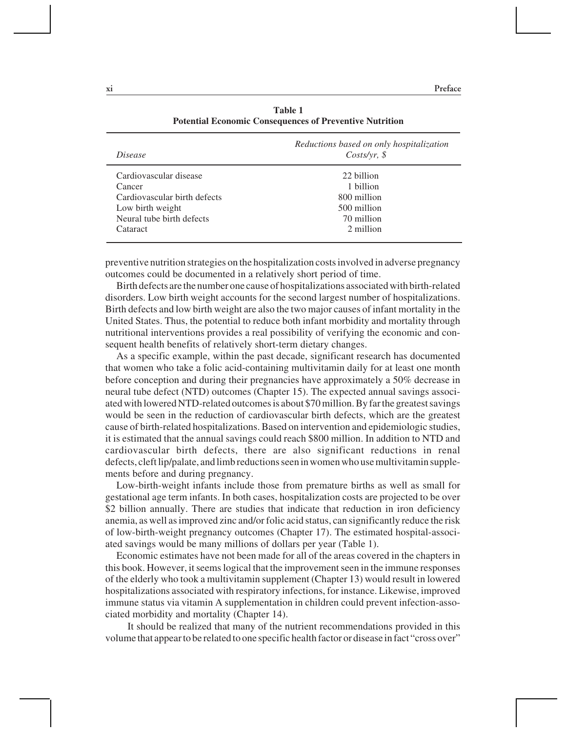**Table 1**
**Potential Economic Consequences of Preventive Nutrition**

| *Disease* | *Reductions based on only hospitalization Costs/yr, $* |
|---|---|
| Cardiovascular disease | 22 billion |
| Cancer | 1 billion |
| Cardiovascular birth defects | 800 million |
| Low birth weight | 500 million |
| Neural tube birth defects | 70 million |
| Cataract | 2 million |

preventive nutrition strategies on the hospitalization costs involved in adverse pregnancy outcomes could be documented in a relatively short period of time.

Birth defects are the number one cause of hospitalizations associated with birth-related disorders. Low birth weight accounts for the second largest number of hospitalizations. Birth defects and low birth weight are also the two major causes of infant mortality in the United States. Thus, the potential to reduce both infant morbidity and mortality through nutritional interventions provides a real possibility of verifying the economic and consequent health benefits of relatively short-term dietary changes.

As a specific example, within the past decade, significant research has documented that women who take a folic acid-containing multivitamin daily for at least one month before conception and during their pregnancies have approximately a 50% decrease in neural tube defect (NTD) outcomes (Chapter 15). The expected annual savings associated with lowered NTD-related outcomes is about $70 million. By far the greatest savings would be seen in the reduction of cardiovascular birth defects, which are the greatest cause of birth-related hospitalizations. Based on intervention and epidemiologic studies, it is estimated that the annual savings could reach $800 million. In addition to NTD and cardiovascular birth defects, there are also significant reductions in renal defects, cleft lip/palate, and limb reductions seen in women who use multivitamin supplements before and during pregnancy.

Low-birth-weight infants include those from premature births as well as small for gestational age term infants. In both cases, hospitalization costs are projected to be over $2 billion annually. There are studies that indicate that reduction in iron deficiency anemia, as well as improved zinc and/or folic acid status, can significantly reduce the risk of low-birth-weight pregnancy outcomes (Chapter 17). The estimated hospital-associated savings would be many millions of dollars per year (Table 1).

Economic estimates have not been made for all of the areas covered in the chapters in this book. However, it seems logical that the improvement seen in the immune responses of the elderly who took a multivitamin supplement (Chapter 13) would result in lowered hospitalizations associated with respiratory infections, for instance. Likewise, improved immune status via vitamin A supplementation in children could prevent infection-associated morbidity and mortality (Chapter 14).

It should be realized that many of the nutrient recommendations provided in this volume that appear to be related to one specific health factor or disease in fact "cross over"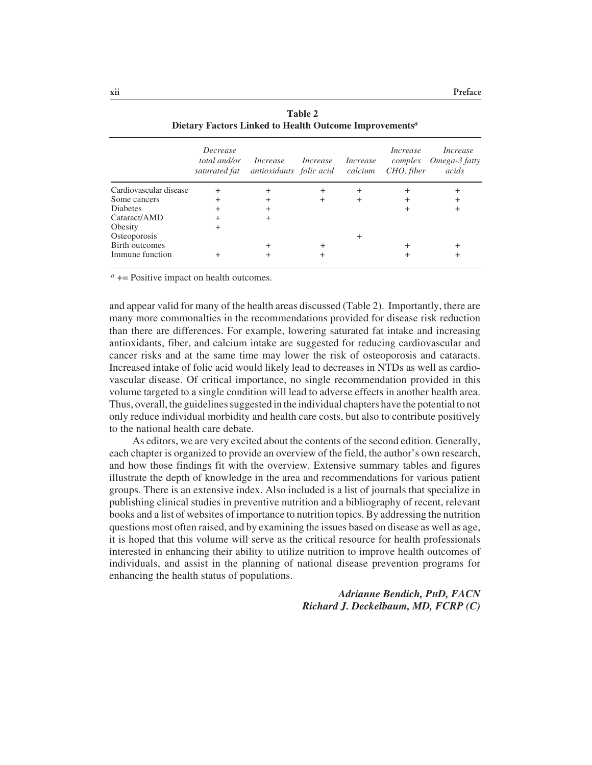**Table 2**
**Dietary Factors Linked to Health Outcome Improvements[a]**

| | *Decrease total and/or saturated fat* | *Increase antioxidants* | *Increase folic acid* | *Increase calcium* | *Increase complex CHO, fiber* | *Increase Omega-3 fatty acids* |
|---|---|---|---|---|---|---|
| Cardiovascular disease | + | + | + | + | + | + |
| Some cancers | + | + | + | + | + | + |
| Diabetes | + | + | | | + | + |
| Cataract/AMD | + | + | | | | |
| Obesity | + | | | | | |
| Osteoporosis | | | | + | | |
| Birth outcomes | | + | + | | + | + |
| Immune function | + | + | + | | + | + |

[a] += Positive impact on health outcomes.

and appear valid for many of the health areas discussed (Table 2). Importantly, there are many more commonalties in the recommendations provided for disease risk reduction than there are differences. For example, lowering saturated fat intake and increasing antioxidants, fiber, and calcium intake are suggested for reducing cardiovascular and cancer risks and at the same time may lower the risk of osteoporosis and cataracts. Increased intake of folic acid would likely lead to decreases in NTDs as well as cardiovascular disease. Of critical importance, no single recommendation provided in this volume targeted to a single condition will lead to adverse effects in another health area. Thus, overall, the guidelines suggested in the individual chapters have the potential to not only reduce individual morbidity and health care costs, but also to contribute positively to the national health care debate.

As editors, we are very excited about the contents of the second edition. Generally, each chapter is organized to provide an overview of the field, the author's own research, and how those findings fit with the overview. Extensive summary tables and figures illustrate the depth of knowledge in the area and recommendations for various patient groups. There is an extensive index. Also included is a list of journals that specialize in publishing clinical studies in preventive nutrition and a bibliography of recent, relevant books and a list of websites of importance to nutrition topics. By addressing the nutrition questions most often raised, and by examining the issues based on disease as well as age, it is hoped that this volume will serve as the critical resource for health professionals interested in enhancing their ability to utilize nutrition to improve health outcomes of individuals, and assist in the planning of national disease prevention programs for enhancing the health status of populations.

***Adrianne Bendich, PhD, FACN***
***Richard J. Deckelbaum, MD, FCRP (C)***